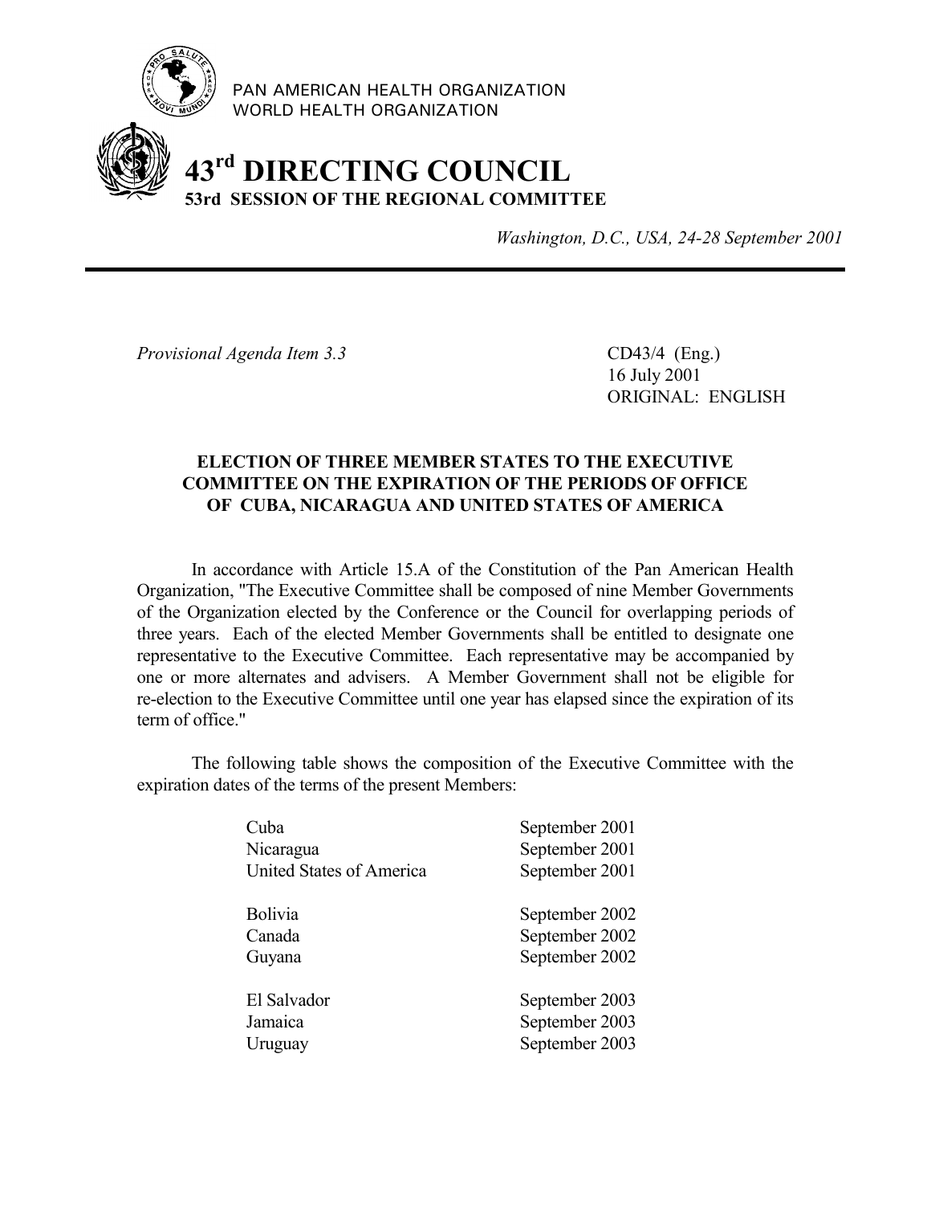PAN AMERICAN HEALTH ORGANIZATION
WORLD HEALTH ORGANIZATION

# 43rd DIRECTING COUNCIL
## 53rd SESSION OF THE REGIONAL COMMITTEE

*Washington, D.C., USA, 24-28 September 2001*

---

*Provisional Agenda Item 3.3*

CD43/4 (Eng.)
16 July 2001
ORIGINAL: ENGLISH

### ELECTION OF THREE MEMBER STATES TO THE EXECUTIVE COMMITTEE ON THE EXPIRATION OF THE PERIODS OF OFFICE OF CUBA, NICARAGUA AND UNITED STATES OF AMERICA

In accordance with Article 15.A of the Constitution of the Pan American Health Organization, "The Executive Committee shall be composed of nine Member Governments of the Organization elected by the Conference or the Council for overlapping periods of three years. Each of the elected Member Governments shall be entitled to designate one representative to the Executive Committee. Each representative may be accompanied by one or more alternates and advisers. A Member Government shall not be eligible for re-election to the Executive Committee until one year has elapsed since the expiration of its term of office."

The following table shows the composition of the Executive Committee with the expiration dates of the terms of the present Members:

| | |
|---|---|
| Cuba | September 2001 |
| Nicaragua | September 2001 |
| United States of America | September 2001 |
| Bolivia | September 2002 |
| Canada | September 2002 |
| Guyana | September 2002 |
| El Salvador | September 2003 |
| Jamaica | September 2003 |
| Uruguay | September 2003 |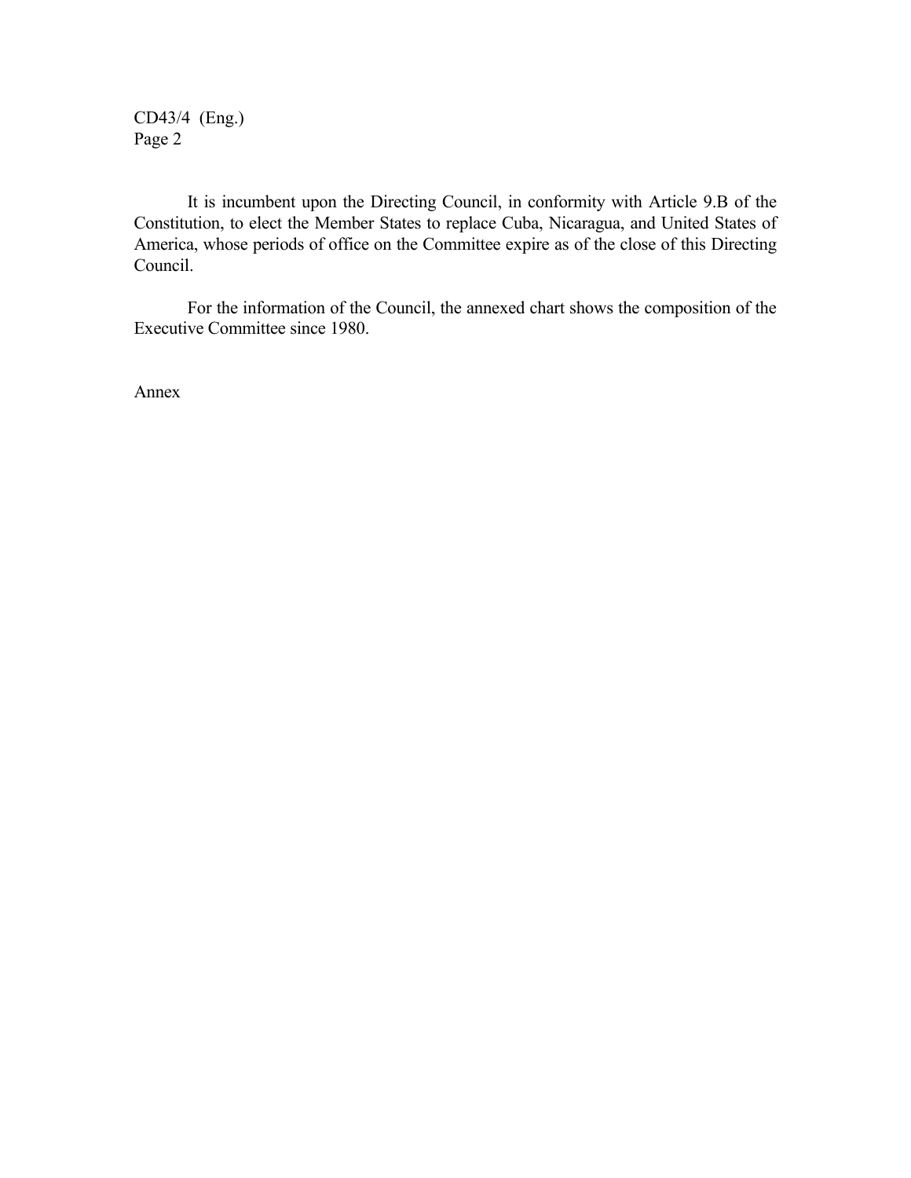It is incumbent upon the Directing Council, in conformity with Article 9.B of the Constitution, to elect the Member States to replace Cuba, Nicaragua, and United States of America, whose periods of office on the Committee expire as of the close of this Directing Council.

For the information of the Council, the annexed chart shows the composition of the Executive Committee since 1980.

Annex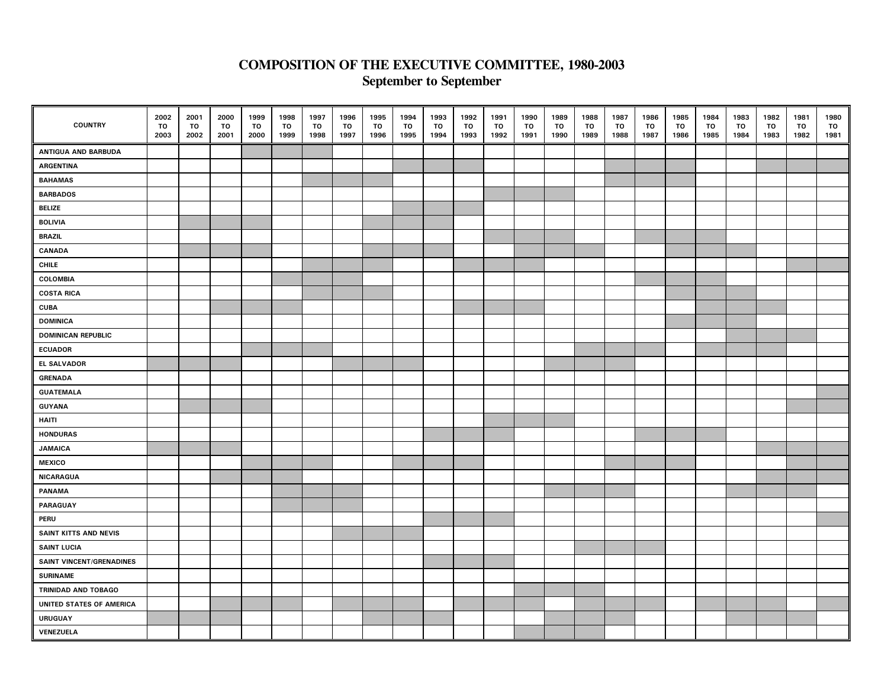# COMPOSITION OF THE EXECUTIVE COMMITTEE, 1980-2003
## September to September

Shaded cells in the original table are marked here with X.

| COUNTRY | 2002 TO 2003 | 2001 TO 2002 | 2000 TO 2001 | 1999 TO 2000 | 1998 TO 1999 | 1997 TO 1998 | 1996 TO 1997 | 1995 TO 1996 | 1994 TO 1995 | 1993 TO 1994 | 1992 TO 1993 | 1991 TO 1992 | 1990 TO 1991 | 1989 TO 1990 | 1988 TO 1989 | 1987 TO 1988 | 1986 TO 1987 | 1985 TO 1986 | 1984 TO 1985 | 1983 TO 1984 | 1982 TO 1983 | 1981 TO 1982 | 1980 TO 1981 |
|---|---|---|---|---|---|---|---|---|---|---|---|---|---|---|---|---|---|---|---|---|---|---|---|
| ANTIGUA AND BARBUDA | | | | X | X | X | | | | | | | | | | | | | | | | | |
| ARGENTINA | | | | | | | | | X | X | X | | | | | X | X | X | | | X | X | X |
| BAHAMAS | | | | | | X | X | X | | | | | | | | X | X | X | | | | | |
| BARBADOS | | | | | | | | | | | | X | X | X | | | | | | | | | |
| BELIZE | | | | | | | | | X | X | X | | | | | | | | | | | | |
| BOLIVIA | | X | X | X | | | | X | X | X | | | | | | | | | | | | | |
| BRAZIL | | | | | | | | | | | | X | X | X | | | X | X | X | | | | |
| CANADA | | X | X | X | | | | X | X | X | | | X | X | X | | | X | X | X | | | |
| CHILE | | | | | | X | X | X | | | X | X | X | | | | | | | | | X | X |
| COLOMBIA | | | | | X | X | X | | | | | | | | | | X | X | X | | | | |
| COSTA RICA | | | | | | X | X | X | | | | | | | | | | X | X | X | | | |
| CUBA | | | X | X | X | | | | | | X | X | X | | | | | | X | X | X | | |
| DOMINICA | | | | | | | | | | | | | | | | | | X | X | X | | | |
| DOMINICAN REPUBLIC | | | | | | | | | | | | | | | | | | | | X | X | X | |
| ECUADOR | | | | X | X | X | | | | | | | | | X | X | X | | X | X | X | | |
| EL SALVADOR | X | X | X | | | | X | X | X | | | | | X | X | X | | | | | | | |
| GRENADA | | | | | | | | | | | | | | | | | | | | | | | |
| GUATEMALA | | | | | | | | | | | | | | | | | | | | | | | X |
| GUYANA | | X | X | X | | | | | | | | | | | | | | | | | | X | X |
| HAITI | | | | | | | | | | | | X | X | X | | | | | | | | | |
| HONDURAS | | | | | | | | | | X | X | X | | | | | X | X | X | | | | |
| JAMAICA | X | X | X | | | | | | | | | | | | | | | | | | X | X | X |
| MEXICO | | | | X | X | X | | | X | X | X | | | | | X | X | X | | | | X | X |
| NICARAGUA | | | X | X | X | | | | | | | | | | | | | | | | X | X | X |
| PANAMA | | | | | X | X | X | | | | | | | X | X | X | | | | X | X | X | |
| PARAGUAY | | | | | X | X | X | | | | | | | | | | | | | | | | |
| PERU | | | | | | | | | | X | X | X | | | | | | | | | | | X |
| SAINT KITTS AND NEVIS | | | | | | | X | X | X | | | | | | | | | | | | | | |
| SAINT LUCIA | | | | | | | | | | | | | | | X | X | X | | | | | | |
| SAINT VINCENT/GRENADINES | | | | | | | | | | X | X | X | | | | | | | | | | | |
| SURINAME | | | | | | | | | | | | | | | | | | | | | | | |
| TRINIDAD AND TOBAGO | | | | | | | | | | | | | X | X | X | | | | | | | | |
| UNITED STATES OF AMERICA | | | X | X | X | | X | X | X | | X | X | X | | X | X | X | | X | X | X | | X |
| URUGUAY | X | X | X | | | | | X | X | X | | | | X | X | X | | | | X | X | X | |
| VENEZUELA | | | | | | | | | | | | | X | X | X | | | | | | | | |